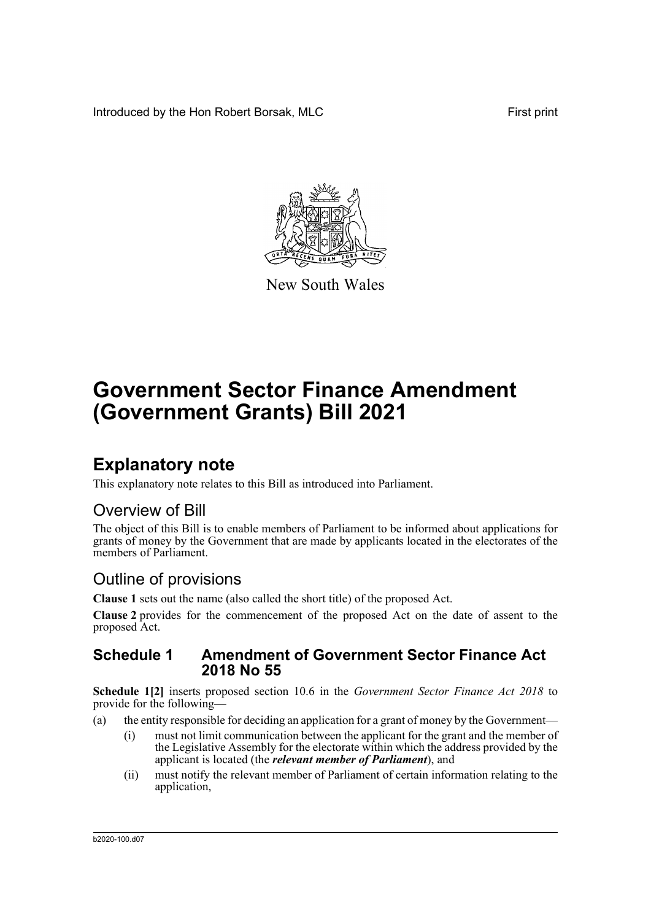Introduced by the Hon Robert Borsak, MLC First print

New South Wales

# Government Sector Finance Amendment (Government Grants) Bill 2021

## Explanatory note

This explanatory note relates to this Bill as introduced into Parliament.

### Overview of Bill

The object of this Bill is to enable members of Parliament to be informed about applications for grants of money by the Government that are made by applicants located in the electorates of the members of Parliament.

### Outline of provisions

**Clause 1** sets out the name (also called the short title) of the proposed Act.

**Clause 2** provides for the commencement of the proposed Act on the date of assent to the proposed Act.

### Schedule 1 Amendment of Government Sector Finance Act 2018 No 55

**Schedule 1[2]** inserts proposed section 10.6 in the *Government Sector Finance Act 2018* to provide for the following—

(a) the entity responsible for deciding an application for a grant of money by the Government—

  (i) must not limit communication between the applicant for the grant and the member of the Legislative Assembly for the electorate within which the address provided by the applicant is located (the ***relevant member of Parliament***), and

  (ii) must notify the relevant member of Parliament of certain information relating to the application,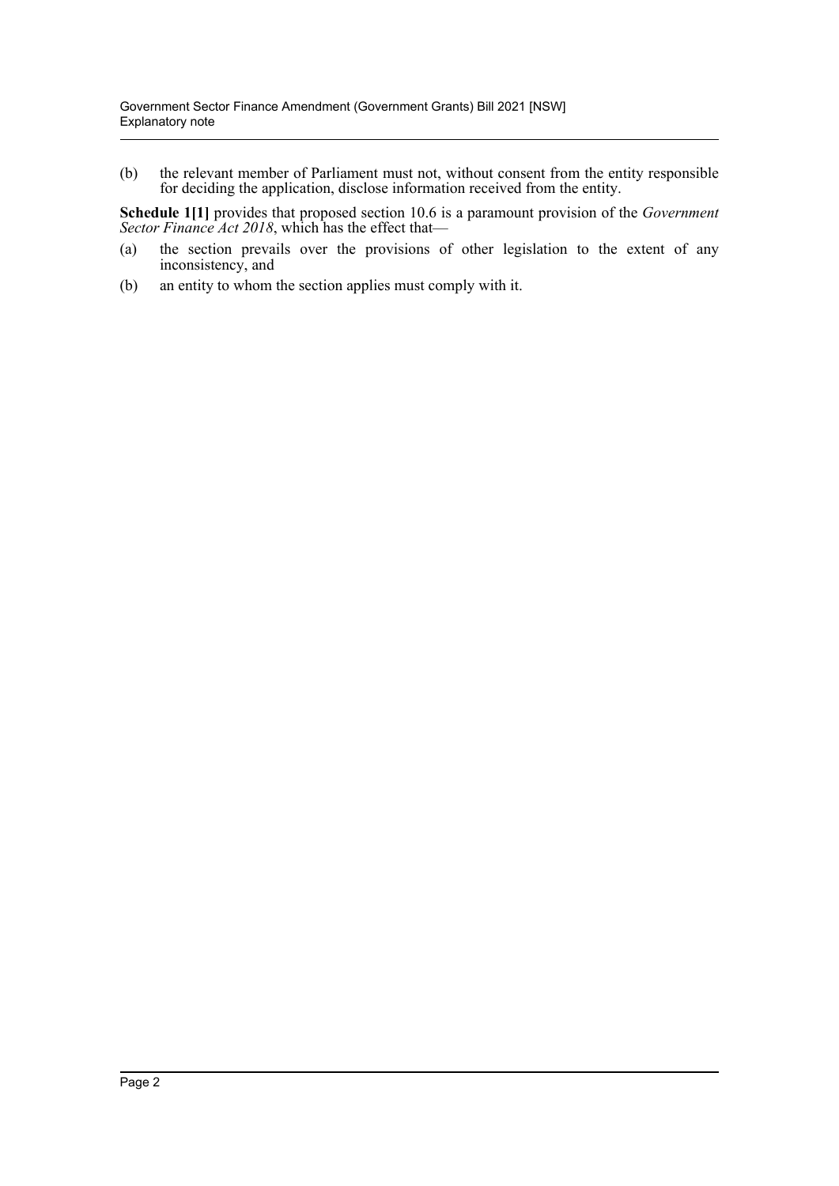(b) the relevant member of Parliament must not, without consent from the entity responsible for deciding the application, disclose information received from the entity.

**Schedule 1[1]** provides that proposed section 10.6 is a paramount provision of the *Government Sector Finance Act 2018*, which has the effect that—

(a) the section prevails over the provisions of other legislation to the extent of any inconsistency, and

(b) an entity to whom the section applies must comply with it.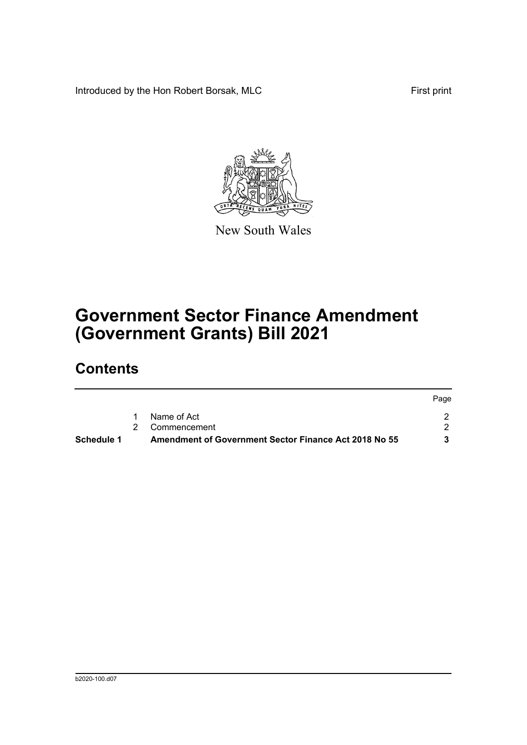Introduced by the Hon Robert Borsak, MLC

First print

New South Wales

# Government Sector Finance Amendment (Government Grants) Bill 2021

## Contents

| | | | Page |
|---|---|---|---|
| | 1 | Name of Act | 2 |
| | 2 | Commencement | 2 |
| **Schedule 1** | | **Amendment of Government Sector Finance Act 2018 No 55** | **3** |

b2020-100.d07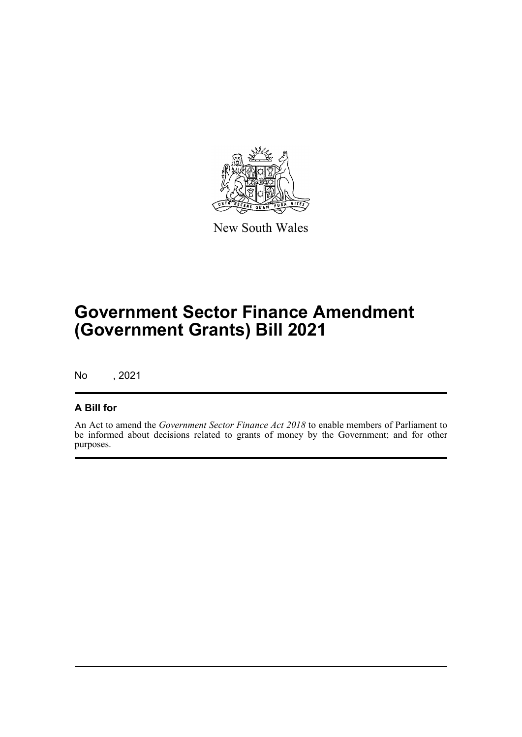New South Wales

# Government Sector Finance Amendment (Government Grants) Bill 2021

No , 2021

## A Bill for

An Act to amend the *Government Sector Finance Act 2018* to enable members of Parliament to be informed about decisions related to grants of money by the Government; and for other purposes.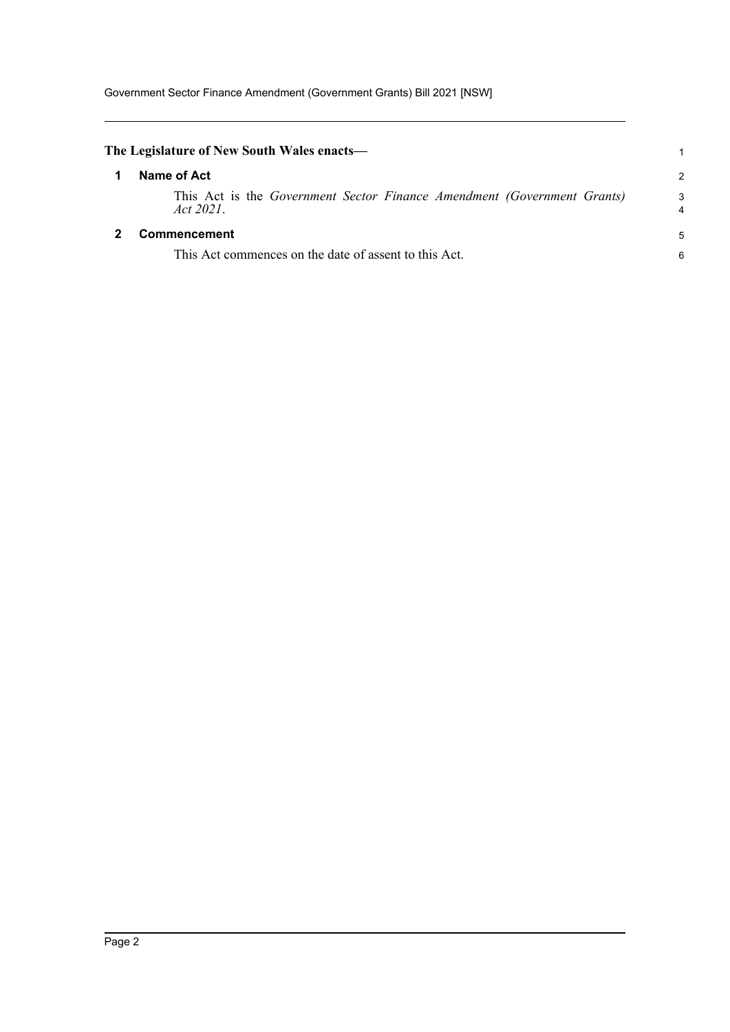**The Legislature of New South Wales enacts—**

## 1 Name of Act

This Act is the *Government Sector Finance Amendment (Government Grants) Act 2021*.

## 2 Commencement

This Act commences on the date of assent to this Act.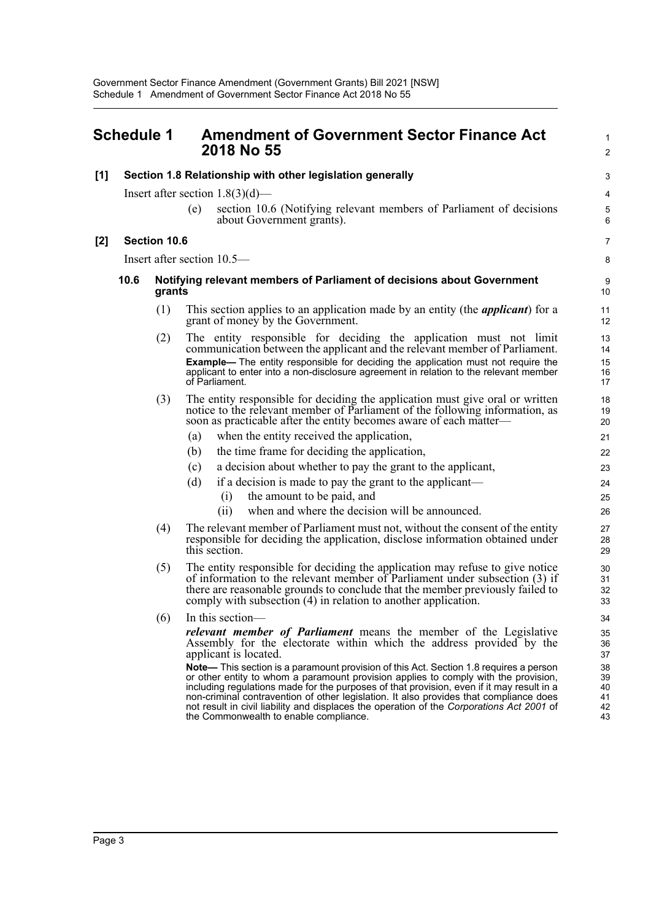# Schedule 1 Amendment of Government Sector Finance Act 2018 No 55

## [1] Section 1.8 Relationship with other legislation generally

Insert after section 1.8(3)(d)—

(e) section 10.6 (Notifying relevant members of Parliament of decisions about Government grants).

## [2] Section 10.6

Insert after section 10.5—

### 10.6 Notifying relevant members of Parliament of decisions about Government grants

(1) This section applies to an application made by an entity (the ***applicant***) for a grant of money by the Government.

(2) The entity responsible for deciding the application must not limit communication between the applicant and the relevant member of Parliament.

**Example—** The entity responsible for deciding the application must not require the applicant to enter into a non-disclosure agreement in relation to the relevant member of Parliament.

(3) The entity responsible for deciding the application must give oral or written notice to the relevant member of Parliament of the following information, as soon as practicable after the entity becomes aware of each matter—

(a) when the entity received the application,

(b) the time frame for deciding the application,

(c) a decision about whether to pay the grant to the applicant,

(d) if a decision is made to pay the grant to the applicant—

(i) the amount to be paid, and

(ii) when and where the decision will be announced.

(4) The relevant member of Parliament must not, without the consent of the entity responsible for deciding the application, disclose information obtained under this section.

(5) The entity responsible for deciding the application may refuse to give notice of information to the relevant member of Parliament under subsection (3) if there are reasonable grounds to conclude that the member previously failed to comply with subsection (4) in relation to another application.

(6) In this section—

***relevant member of Parliament*** means the member of the Legislative Assembly for the electorate within which the address provided by the applicant is located.

**Note—** This section is a paramount provision of this Act. Section 1.8 requires a person or other entity to whom a paramount provision applies to comply with the provision, including regulations made for the purposes of that provision, even if it may result in a non-criminal contravention of other legislation. It also provides that compliance does not result in civil liability and displaces the operation of the *Corporations Act 2001* of the Commonwealth to enable compliance.